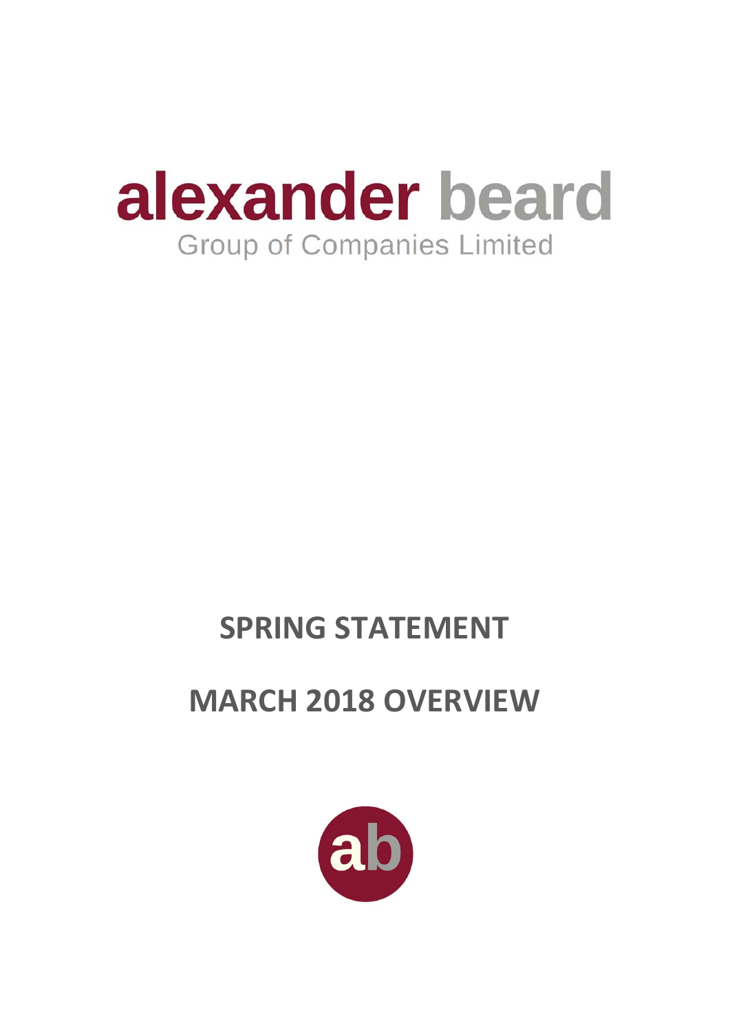# alexander beard

Group of Companies Limited

## SPRING STATEMENT

## MARCH 2018 OVERVIEW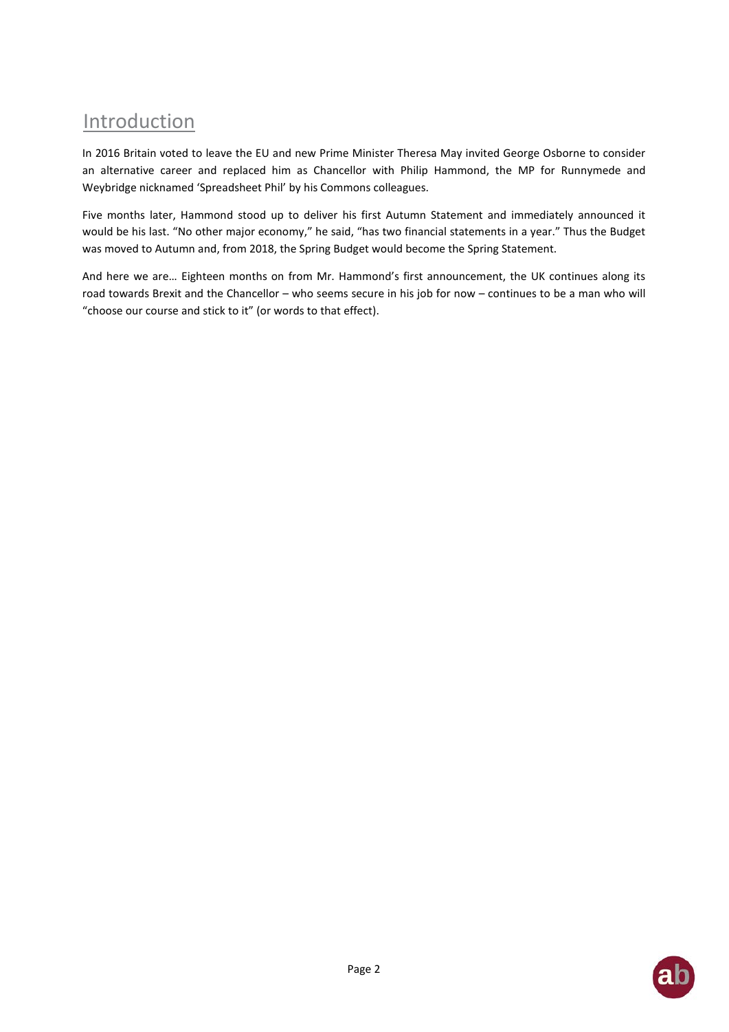# Introduction

In 2016 Britain voted to leave the EU and new Prime Minister Theresa May invited George Osborne to consider an alternative career and replaced him as Chancellor with Philip Hammond, the MP for Runnymede and Weybridge nicknamed 'Spreadsheet Phil' by his Commons colleagues.

Five months later, Hammond stood up to deliver his first Autumn Statement and immediately announced it would be his last. "No other major economy," he said, "has two financial statements in a year." Thus the Budget was moved to Autumn and, from 2018, the Spring Budget would become the Spring Statement.

And here we are… Eighteen months on from Mr. Hammond's first announcement, the UK continues along its road towards Brexit and the Chancellor – who seems secure in his job for now – continues to be a man who will "choose our course and stick to it" (or words to that effect).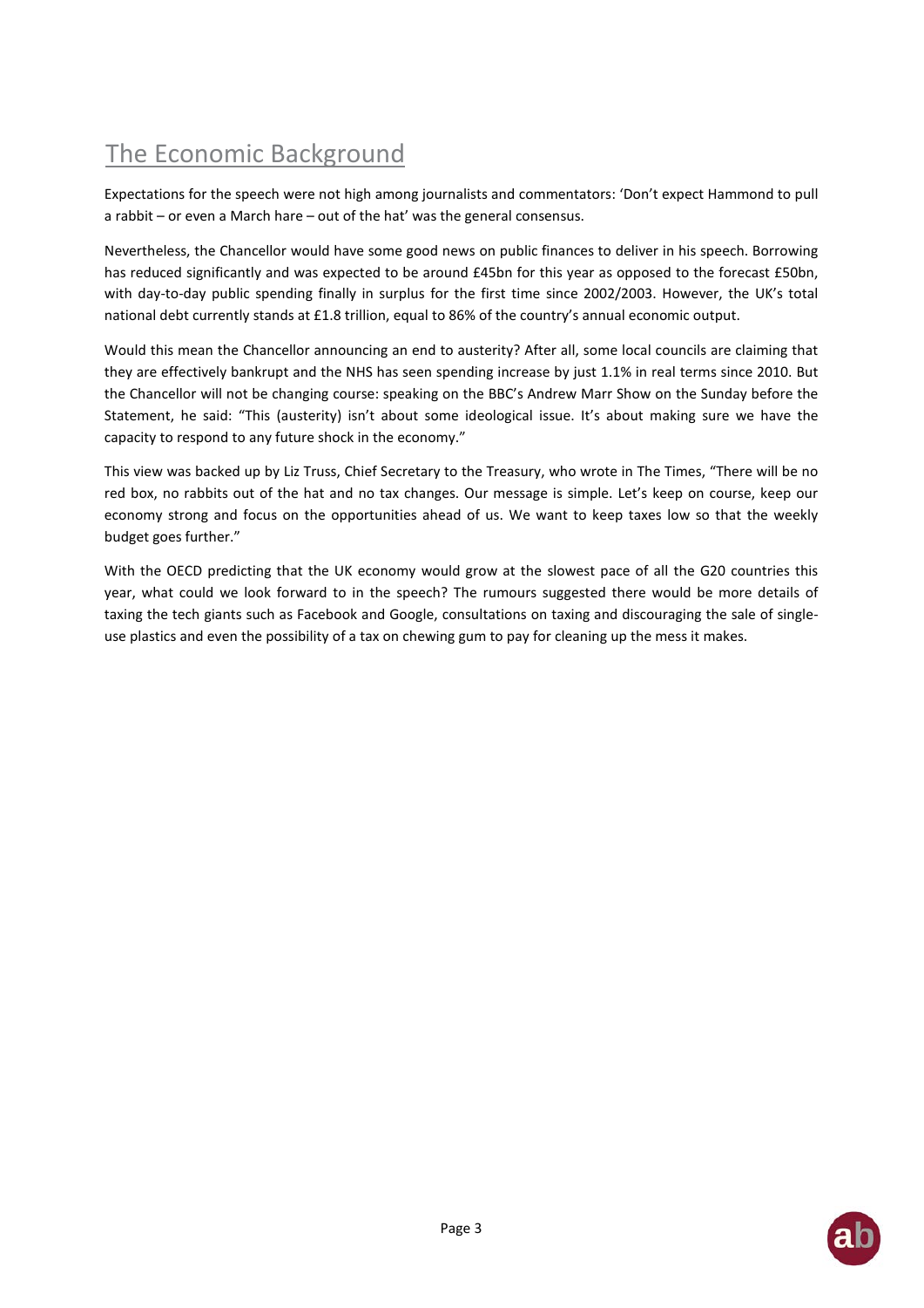# The Economic Background

Expectations for the speech were not high among journalists and commentators: 'Don't expect Hammond to pull a rabbit – or even a March hare – out of the hat' was the general consensus.

Nevertheless, the Chancellor would have some good news on public finances to deliver in his speech. Borrowing has reduced significantly and was expected to be around £45bn for this year as opposed to the forecast £50bn, with day-to-day public spending finally in surplus for the first time since 2002/2003. However, the UK's total national debt currently stands at £1.8 trillion, equal to 86% of the country's annual economic output.

Would this mean the Chancellor announcing an end to austerity? After all, some local councils are claiming that they are effectively bankrupt and the NHS has seen spending increase by just 1.1% in real terms since 2010. But the Chancellor will not be changing course: speaking on the BBC's Andrew Marr Show on the Sunday before the Statement, he said: "This (austerity) isn't about some ideological issue. It's about making sure we have the capacity to respond to any future shock in the economy."

This view was backed up by Liz Truss, Chief Secretary to the Treasury, who wrote in The Times, "There will be no red box, no rabbits out of the hat and no tax changes. Our message is simple. Let's keep on course, keep our economy strong and focus on the opportunities ahead of us. We want to keep taxes low so that the weekly budget goes further."

With the OECD predicting that the UK economy would grow at the slowest pace of all the G20 countries this year, what could we look forward to in the speech? The rumours suggested there would be more details of taxing the tech giants such as Facebook and Google, consultations on taxing and discouraging the sale of single-use plastics and even the possibility of a tax on chewing gum to pay for cleaning up the mess it makes.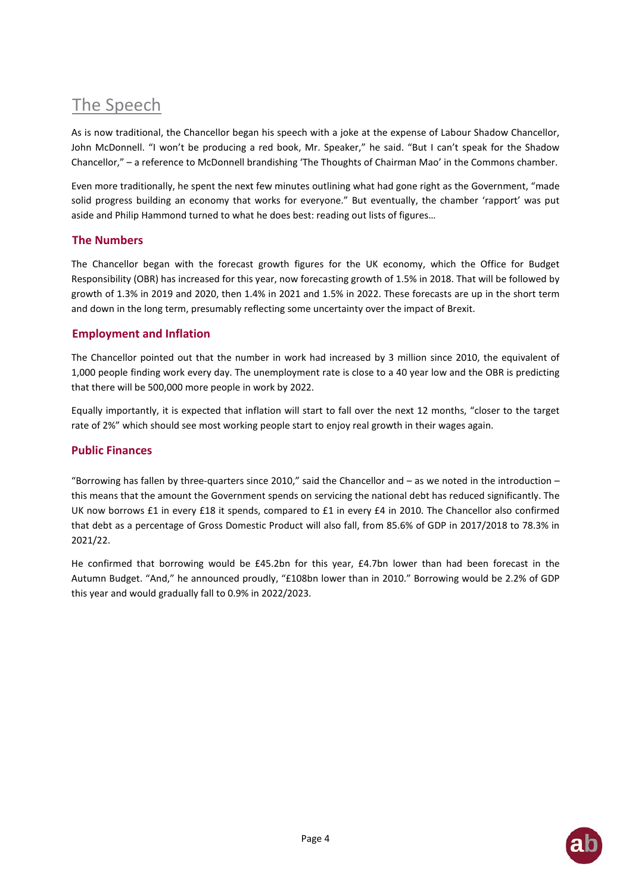# The Speech

As is now traditional, the Chancellor began his speech with a joke at the expense of Labour Shadow Chancellor, John McDonnell. "I won't be producing a red book, Mr. Speaker," he said. "But I can't speak for the Shadow Chancellor," – a reference to McDonnell brandishing 'The Thoughts of Chairman Mao' in the Commons chamber.

Even more traditionally, he spent the next few minutes outlining what had gone right as the Government, "made solid progress building an economy that works for everyone." But eventually, the chamber 'rapport' was put aside and Philip Hammond turned to what he does best: reading out lists of figures…

## The Numbers

The Chancellor began with the forecast growth figures for the UK economy, which the Office for Budget Responsibility (OBR) has increased for this year, now forecasting growth of 1.5% in 2018. That will be followed by growth of 1.3% in 2019 and 2020, then 1.4% in 2021 and 1.5% in 2022. These forecasts are up in the short term and down in the long term, presumably reflecting some uncertainty over the impact of Brexit.

## Employment and Inflation

The Chancellor pointed out that the number in work had increased by 3 million since 2010, the equivalent of 1,000 people finding work every day. The unemployment rate is close to a 40 year low and the OBR is predicting that there will be 500,000 more people in work by 2022.

Equally importantly, it is expected that inflation will start to fall over the next 12 months, "closer to the target rate of 2%" which should see most working people start to enjoy real growth in their wages again.

## Public Finances

"Borrowing has fallen by three-quarters since 2010," said the Chancellor and – as we noted in the introduction – this means that the amount the Government spends on servicing the national debt has reduced significantly. The UK now borrows £1 in every £18 it spends, compared to £1 in every £4 in 2010. The Chancellor also confirmed that debt as a percentage of Gross Domestic Product will also fall, from 85.6% of GDP in 2017/2018 to 78.3% in 2021/22.

He confirmed that borrowing would be £45.2bn for this year, £4.7bn lower than had been forecast in the Autumn Budget. "And," he announced proudly, "£108bn lower than in 2010." Borrowing would be 2.2% of GDP this year and would gradually fall to 0.9% in 2022/2023.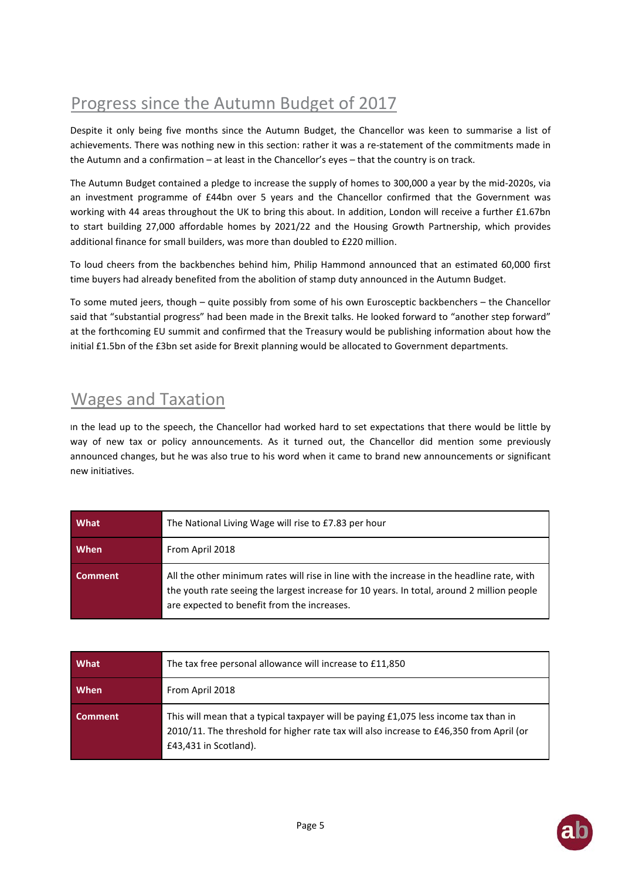## Progress since the Autumn Budget of 2017

Despite it only being five months since the Autumn Budget, the Chancellor was keen to summarise a list of achievements. There was nothing new in this section: rather it was a re-statement of the commitments made in the Autumn and a confirmation – at least in the Chancellor's eyes – that the country is on track.

The Autumn Budget contained a pledge to increase the supply of homes to 300,000 a year by the mid-2020s, via an investment programme of £44bn over 5 years and the Chancellor confirmed that the Government was working with 44 areas throughout the UK to bring this about. In addition, London will receive a further £1.67bn to start building 27,000 affordable homes by 2021/22 and the Housing Growth Partnership, which provides additional finance for small builders, was more than doubled to £220 million.

To loud cheers from the backbenches behind him, Philip Hammond announced that an estimated 60,000 first time buyers had already benefited from the abolition of stamp duty announced in the Autumn Budget.

To some muted jeers, though – quite possibly from some of his own Eurosceptic backbenchers – the Chancellor said that "substantial progress" had been made in the Brexit talks. He looked forward to "another step forward" at the forthcoming EU summit and confirmed that the Treasury would be publishing information about how the initial £1.5bn of the £3bn set aside for Brexit planning would be allocated to Government departments.

## Wages and Taxation

In the lead up to the speech, the Chancellor had worked hard to set expectations that there would be little by way of new tax or policy announcements. As it turned out, the Chancellor did mention some previously announced changes, but he was also true to his word when it came to brand new announcements or significant new initiatives.

| **What** | The National Living Wage will rise to £7.83 per hour |
|---|---|
| **When** | From April 2018 |
| **Comment** | All the other minimum rates will rise in line with the increase in the headline rate, with the youth rate seeing the largest increase for 10 years. In total, around 2 million people are expected to benefit from the increases. |

| **What** | The tax free personal allowance will increase to £11,850 |
|---|---|
| **When** | From April 2018 |
| **Comment** | This will mean that a typical taxpayer will be paying £1,075 less income tax than in 2010/11. The threshold for higher rate tax will also increase to £46,350 from April (or £43,431 in Scotland). |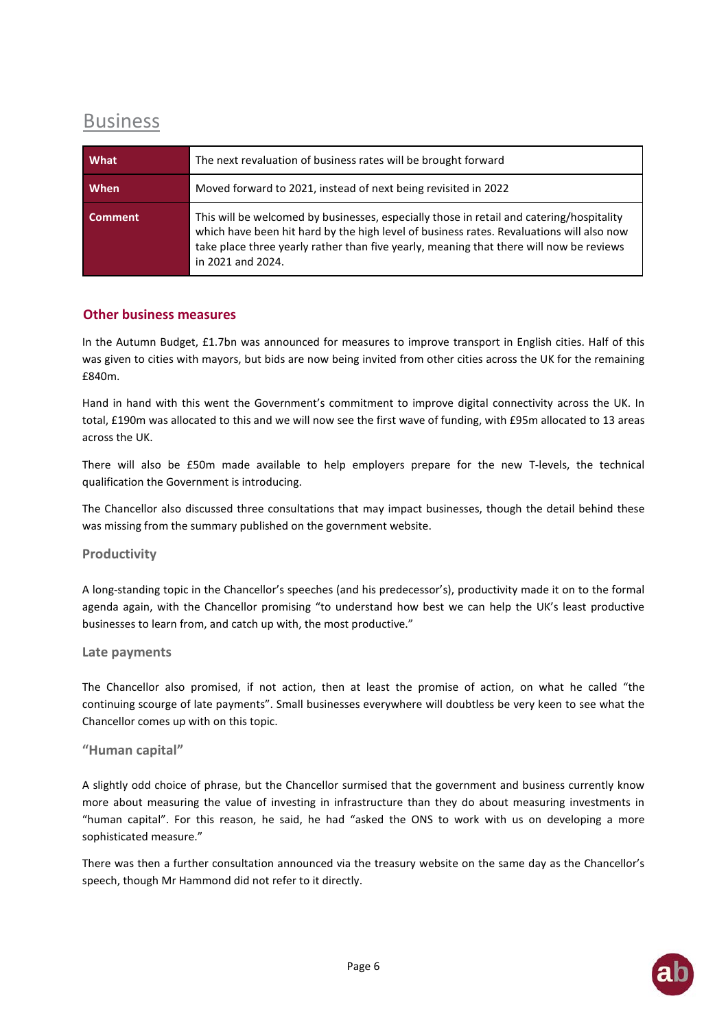# Business

| What | The next revaluation of business rates will be brought forward |
|---|---|
| When | Moved forward to 2021, instead of next being revisited in 2022 |
| Comment | This will be welcomed by businesses, especially those in retail and catering/hospitality which have been hit hard by the high level of business rates. Revaluations will also now take place three yearly rather than five yearly, meaning that there will now be reviews in 2021 and 2024. |

## Other business measures

In the Autumn Budget, £1.7bn was announced for measures to improve transport in English cities. Half of this was given to cities with mayors, but bids are now being invited from other cities across the UK for the remaining £840m.

Hand in hand with this went the Government's commitment to improve digital connectivity across the UK. In total, £190m was allocated to this and we will now see the first wave of funding, with £95m allocated to 13 areas across the UK.

There will also be £50m made available to help employers prepare for the new T-levels, the technical qualification the Government is introducing.

The Chancellor also discussed three consultations that may impact businesses, though the detail behind these was missing from the summary published on the government website.

### Productivity

A long-standing topic in the Chancellor's speeches (and his predecessor's), productivity made it on to the formal agenda again, with the Chancellor promising "to understand how best we can help the UK's least productive businesses to learn from, and catch up with, the most productive."

### Late payments

The Chancellor also promised, if not action, then at least the promise of action, on what he called "the continuing scourge of late payments". Small businesses everywhere will doubtless be very keen to see what the Chancellor comes up with on this topic.

### "Human capital"

A slightly odd choice of phrase, but the Chancellor surmised that the government and business currently know more about measuring the value of investing in infrastructure than they do about measuring investments in "human capital". For this reason, he said, he had "asked the ONS to work with us on developing a more sophisticated measure."

There was then a further consultation announced via the treasury website on the same day as the Chancellor's speech, though Mr Hammond did not refer to it directly.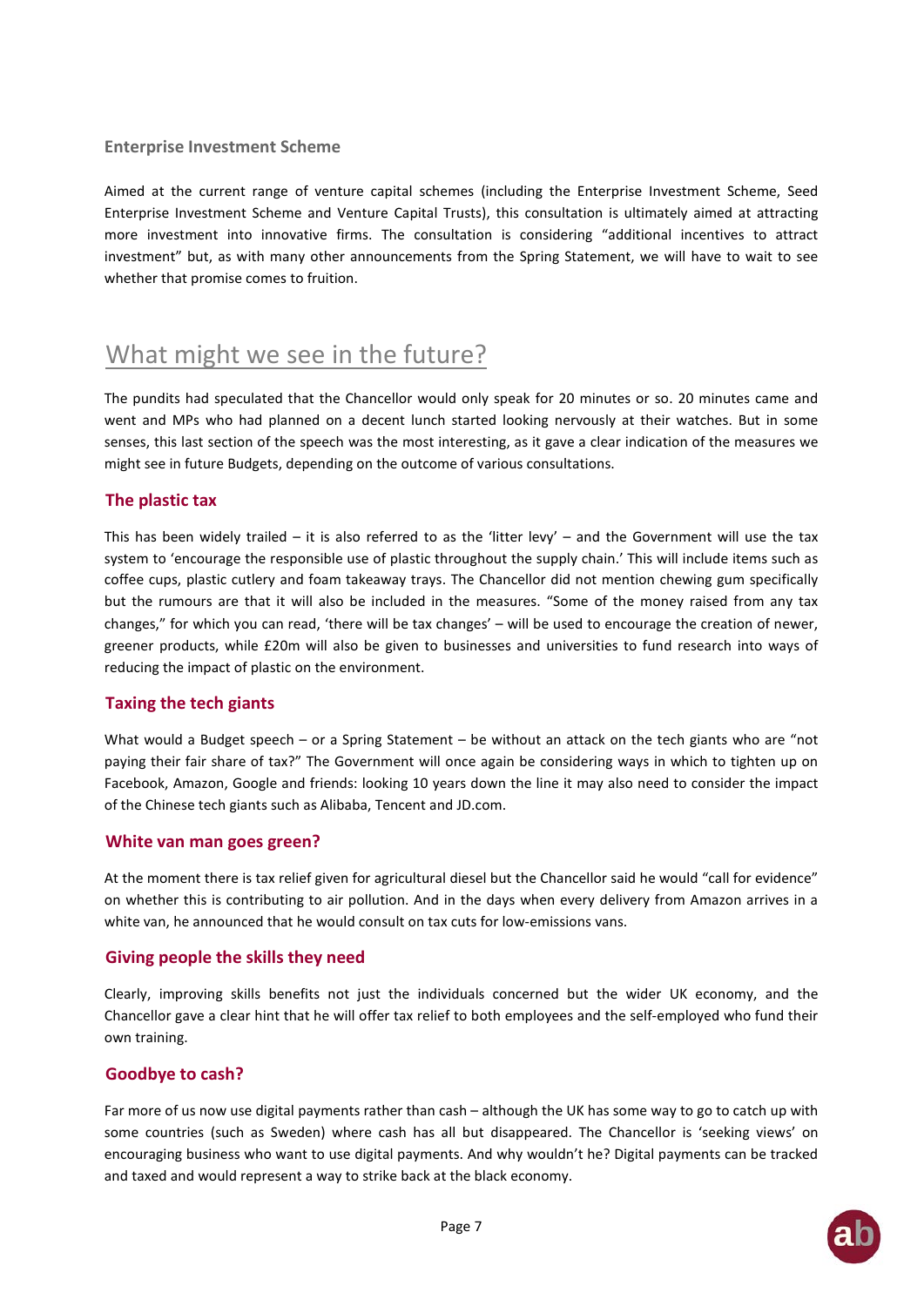### Enterprise Investment Scheme

Aimed at the current range of venture capital schemes (including the Enterprise Investment Scheme, Seed Enterprise Investment Scheme and Venture Capital Trusts), this consultation is ultimately aimed at attracting more investment into innovative firms. The consultation is considering "additional incentives to attract investment" but, as with many other announcements from the Spring Statement, we will have to wait to see whether that promise comes to fruition.

## What might we see in the future?

The pundits had speculated that the Chancellor would only speak for 20 minutes or so. 20 minutes came and went and MPs who had planned on a decent lunch started looking nervously at their watches. But in some senses, this last section of the speech was the most interesting, as it gave a clear indication of the measures we might see in future Budgets, depending on the outcome of various consultations.

### The plastic tax

This has been widely trailed – it is also referred to as the 'litter levy' – and the Government will use the tax system to 'encourage the responsible use of plastic throughout the supply chain.' This will include items such as coffee cups, plastic cutlery and foam takeaway trays. The Chancellor did not mention chewing gum specifically but the rumours are that it will also be included in the measures. "Some of the money raised from any tax changes," for which you can read, 'there will be tax changes' – will be used to encourage the creation of newer, greener products, while £20m will also be given to businesses and universities to fund research into ways of reducing the impact of plastic on the environment.

### Taxing the tech giants

What would a Budget speech – or a Spring Statement – be without an attack on the tech giants who are "not paying their fair share of tax?" The Government will once again be considering ways in which to tighten up on Facebook, Amazon, Google and friends: looking 10 years down the line it may also need to consider the impact of the Chinese tech giants such as Alibaba, Tencent and JD.com.

### White van man goes green?

At the moment there is tax relief given for agricultural diesel but the Chancellor said he would "call for evidence" on whether this is contributing to air pollution. And in the days when every delivery from Amazon arrives in a white van, he announced that he would consult on tax cuts for low-emissions vans.

### Giving people the skills they need

Clearly, improving skills benefits not just the individuals concerned but the wider UK economy, and the Chancellor gave a clear hint that he will offer tax relief to both employees and the self-employed who fund their own training.

### Goodbye to cash?

Far more of us now use digital payments rather than cash – although the UK has some way to go to catch up with some countries (such as Sweden) where cash has all but disappeared. The Chancellor is 'seeking views' on encouraging business who want to use digital payments. And why wouldn't he? Digital payments can be tracked and taxed and would represent a way to strike back at the black economy.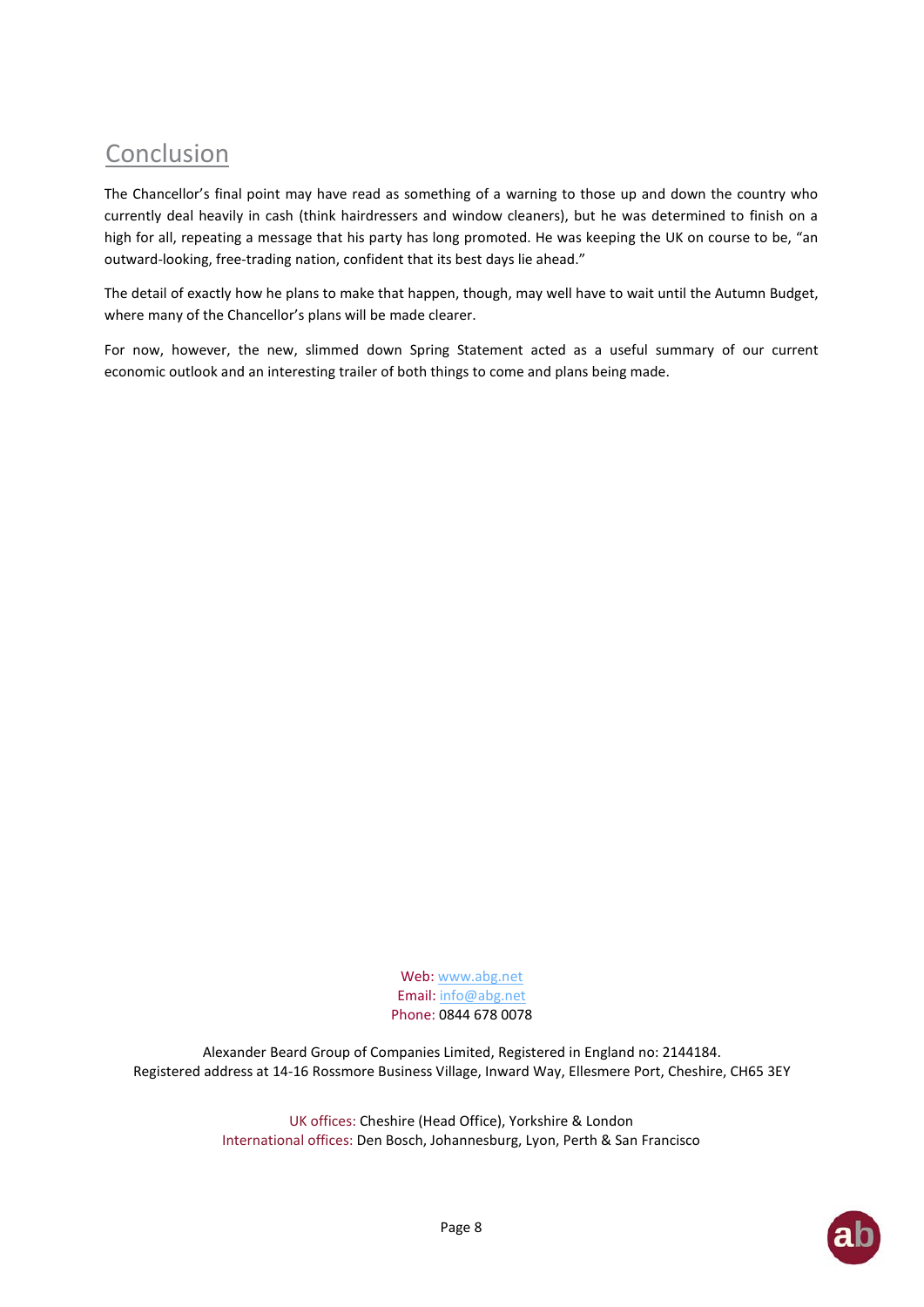## Conclusion

The Chancellor's final point may have read as something of a warning to those up and down the country who currently deal heavily in cash (think hairdressers and window cleaners), but he was determined to finish on a high for all, repeating a message that his party has long promoted. He was keeping the UK on course to be, "an outward-looking, free-trading nation, confident that its best days lie ahead."

The detail of exactly how he plans to make that happen, though, may well have to wait until the Autumn Budget, where many of the Chancellor's plans will be made clearer.

For now, however, the new, slimmed down Spring Statement acted as a useful summary of our current economic outlook and an interesting trailer of both things to come and plans being made.

Web: www.abg.net
Email: info@abg.net
Phone: 0844 678 0078

Alexander Beard Group of Companies Limited, Registered in England no: 2144184.
Registered address at 14-16 Rossmore Business Village, Inward Way, Ellesmere Port, Cheshire, CH65 3EY

UK offices: Cheshire (Head Office), Yorkshire & London
International offices: Den Bosch, Johannesburg, Lyon, Perth & San Francisco